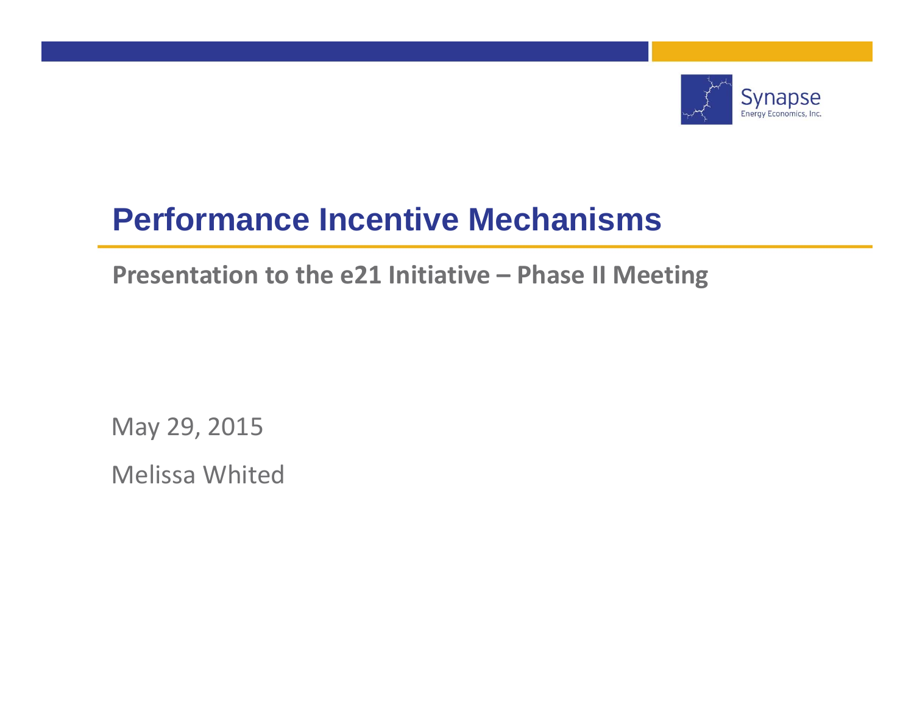Synapse
Energy Economics, Inc.

# Performance Incentive Mechanisms

## Presentation to the e21 Initiative – Phase II Meeting

May 29, 2015

Melissa Whited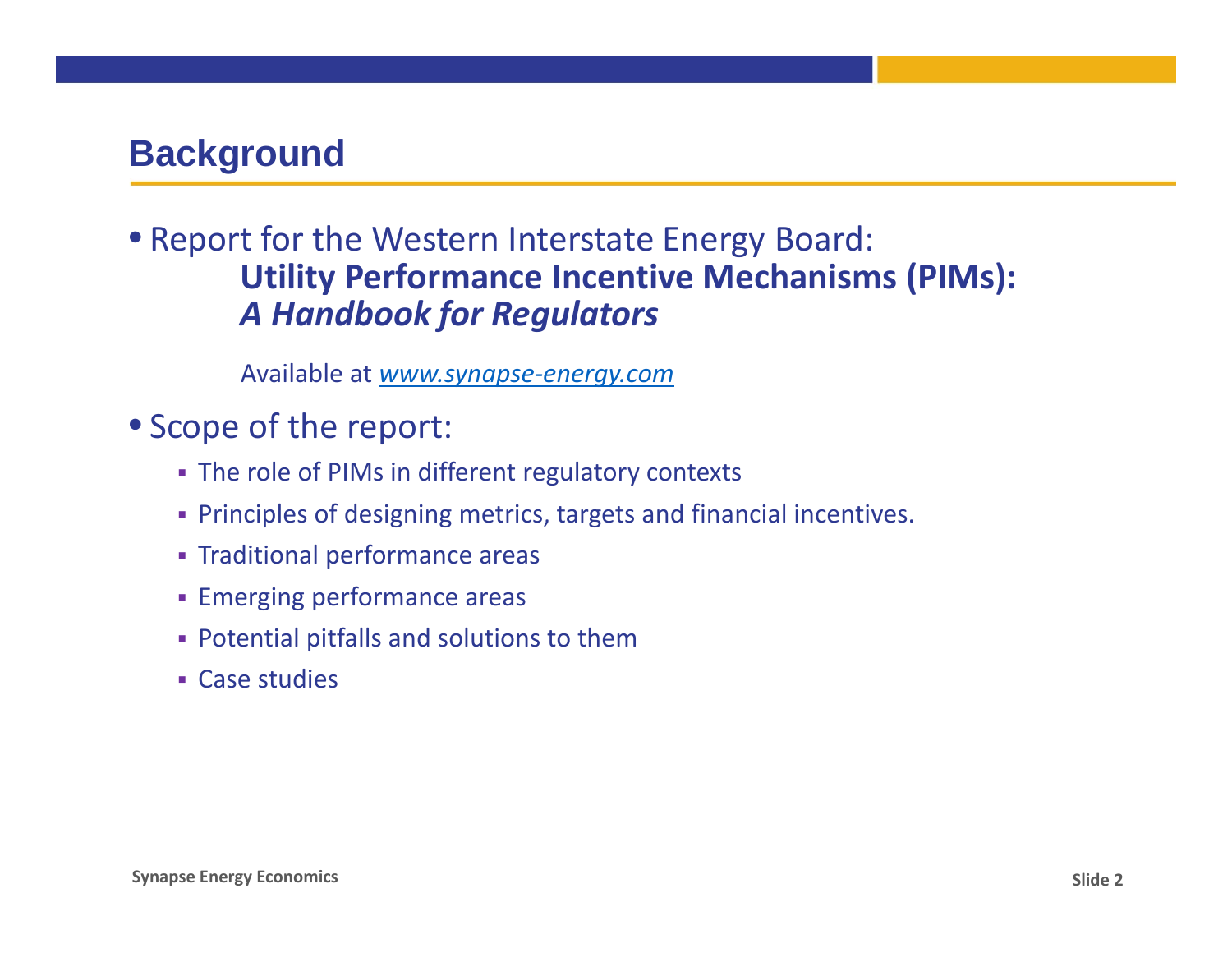## Background

- Report for the Western Interstate Energy Board:
  **Utility Performance Incentive Mechanisms (PIMs):**
  ***A Handbook for Regulators***

  Available at *www.synapse-energy.com*

- Scope of the report:
  - The role of PIMs in different regulatory contexts
  - Principles of designing metrics, targets and financial incentives.
  - Traditional performance areas
  - Emerging performance areas
  - Potential pitfalls and solutions to them
  - Case studies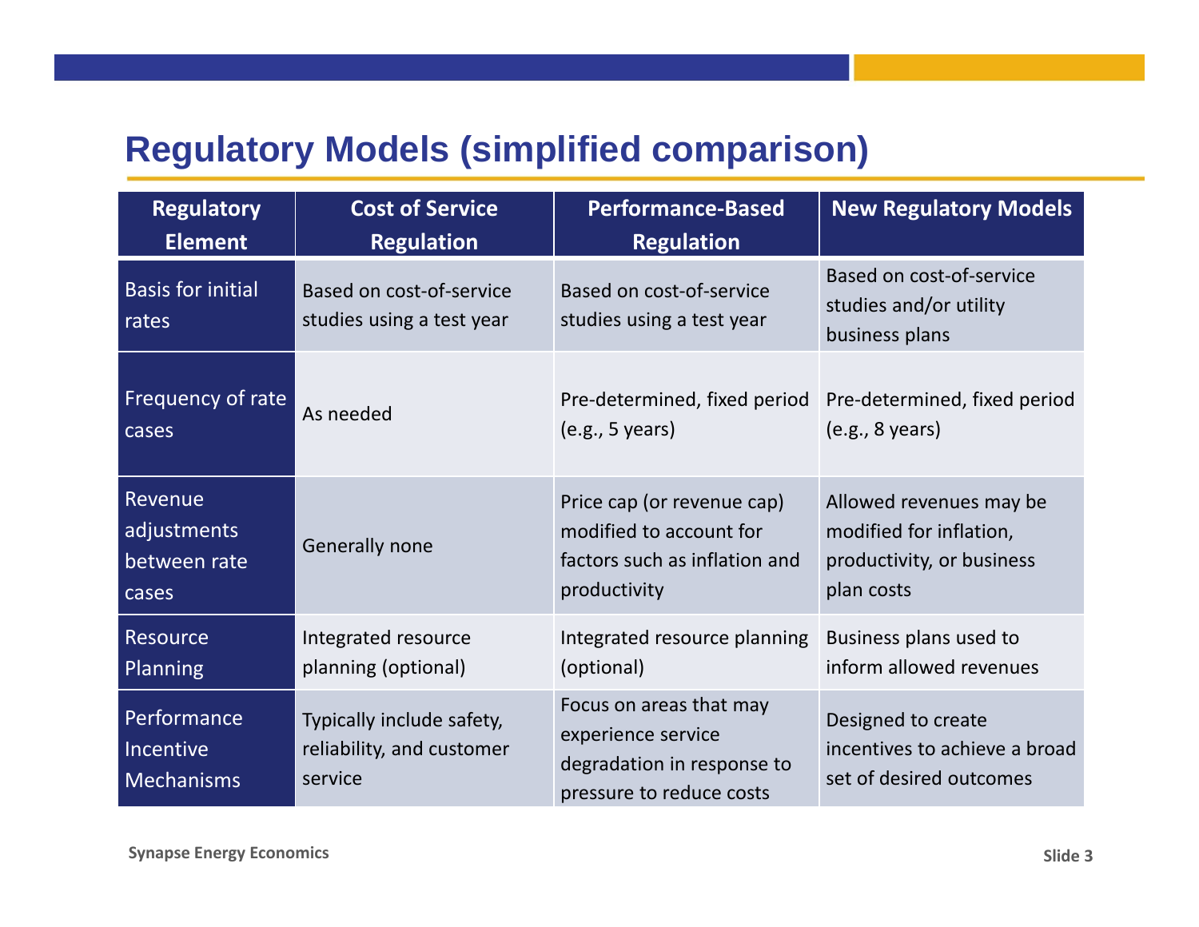# Regulatory Models (simplified comparison)

| Regulatory Element | Cost of Service Regulation | Performance-Based Regulation | New Regulatory Models |
|---|---|---|---|
| Basis for initial rates | Based on cost-of-service studies using a test year | Based on cost-of-service studies using a test year | Based on cost-of-service studies and/or utility business plans |
| Frequency of rate cases | As needed | Pre-determined, fixed period (e.g., 5 years) | Pre-determined, fixed period (e.g., 8 years) |
| Revenue adjustments between rate cases | Generally none | Price cap (or revenue cap) modified to account for factors such as inflation and productivity | Allowed revenues may be modified for inflation, productivity, or business plan costs |
| Resource Planning | Integrated resource planning (optional) | Integrated resource planning (optional) | Business plans used to inform allowed revenues |
| Performance Incentive Mechanisms | Typically include safety, reliability, and customer service | Focus on areas that may experience service degradation in response to pressure to reduce costs | Designed to create incentives to achieve a broad set of desired outcomes |

Synapse Energy Economics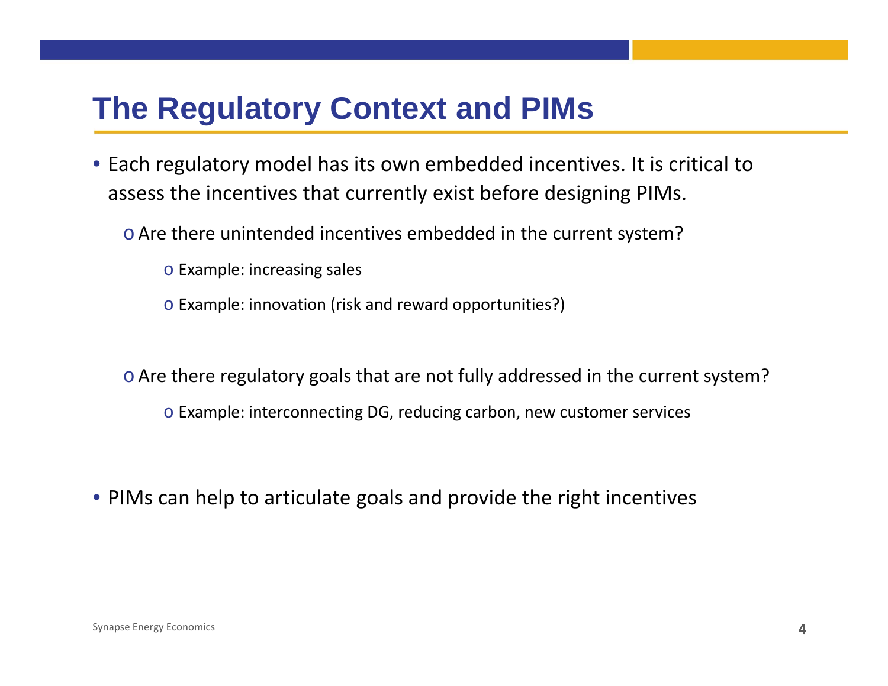# The Regulatory Context and PIMs

- Each regulatory model has its own embedded incentives. It is critical to assess the incentives that currently exist before designing PIMs.
  - Are there unintended incentives embedded in the current system?
    - Example: increasing sales
    - Example: innovation (risk and reward opportunities?)
  - Are there regulatory goals that are not fully addressed in the current system?
    - Example: interconnecting DG, reducing carbon, new customer services
- PIMs can help to articulate goals and provide the right incentives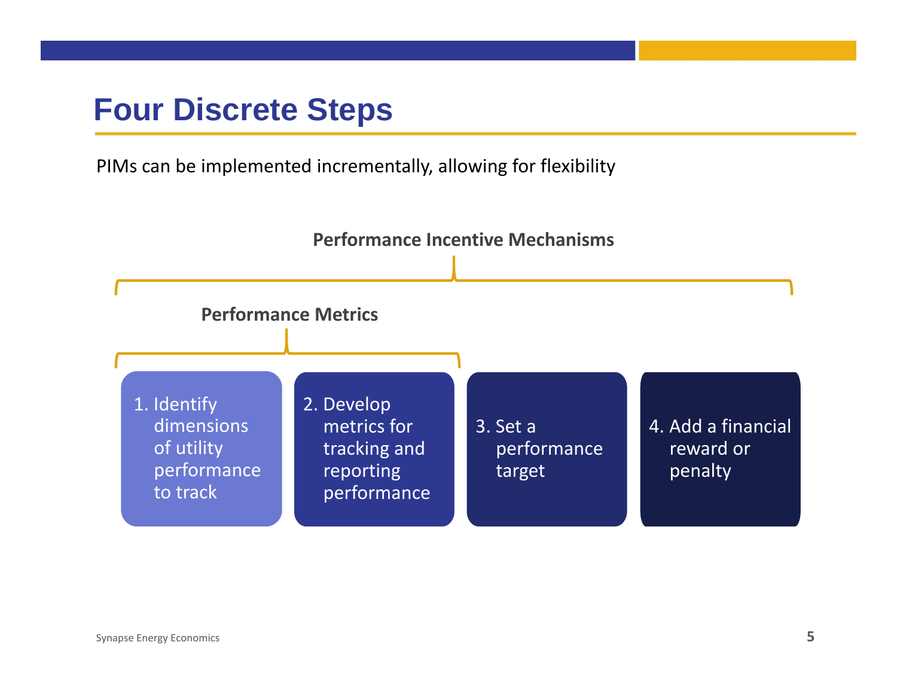# Four Discrete Steps

PIMs can be implemented incrementally, allowing for flexibility

**Performance Incentive Mechanisms**

**Performance Metrics**

1. Identify dimensions of utility performance to track
2. Develop metrics for tracking and reporting performance
3. Set a performance target
4. Add a financial reward or penalty

Synapse Energy Economics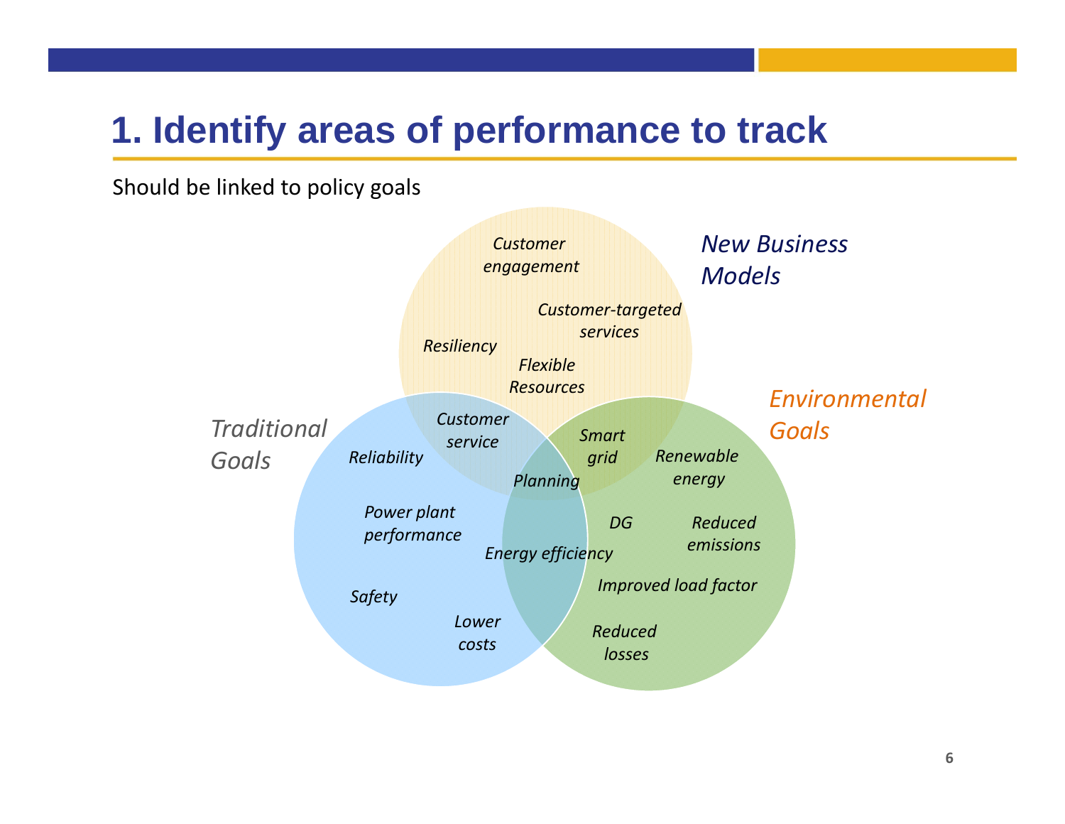# 1. Identify areas of performance to track

Should be linked to policy goals

*New Business Models*

*Customer engagement*

*Customer-targeted services*

*Resiliency*

*Flexible Resources*

*Traditional Goals*

*Customer service*

*Reliability*

*Power plant performance*

*Safety*

*Lower costs*

*Planning*

*Energy efficiency*

*Environmental Goals*

*Smart grid*

*Renewable energy*

*DG*

*Reduced emissions*

*Improved load factor*

*Reduced losses*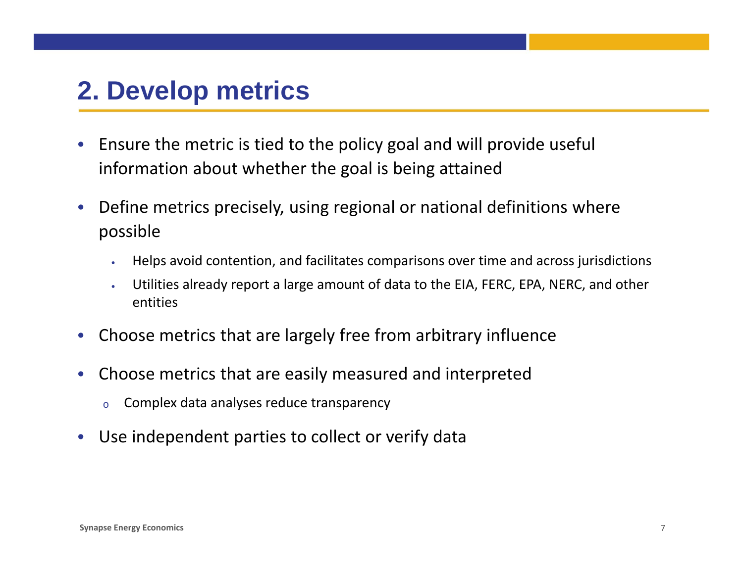## 2. Develop metrics

- Ensure the metric is tied to the policy goal and will provide useful information about whether the goal is being attained
- Define metrics precisely, using regional or national definitions where possible
  - Helps avoid contention, and facilitates comparisons over time and across jurisdictions
  - Utilities already report a large amount of data to the EIA, FERC, EPA, NERC, and other entities
- Choose metrics that are largely free from arbitrary influence
- Choose metrics that are easily measured and interpreted
  - Complex data analyses reduce transparency
- Use independent parties to collect or verify data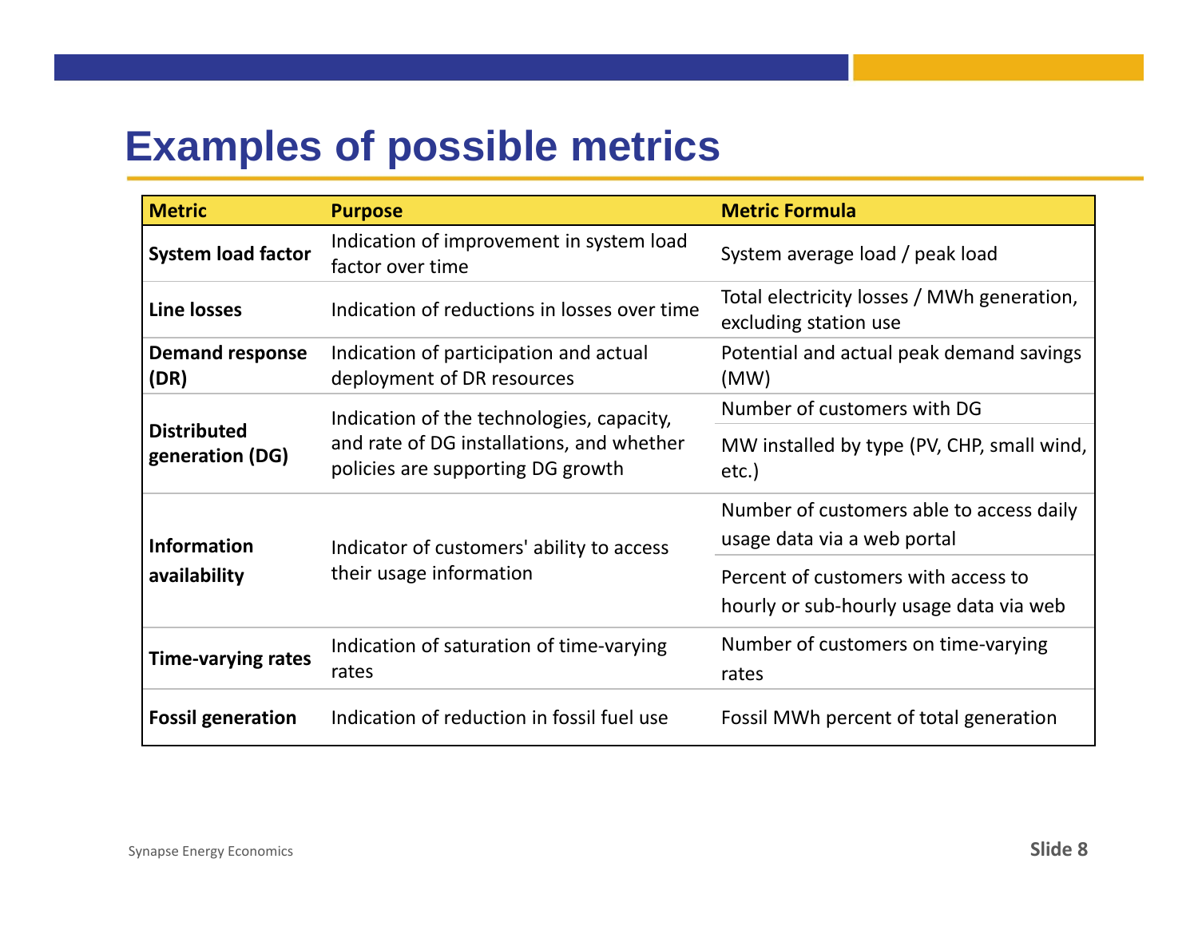# Examples of possible metrics

| Metric | Purpose | Metric Formula |
|---|---|---|
| **System load factor** | Indication of improvement in system load factor over time | System average load / peak load |
| **Line losses** | Indication of reductions in losses over time | Total electricity losses / MWh generation, excluding station use |
| **Demand response (DR)** | Indication of participation and actual deployment of DR resources | Potential and actual peak demand savings (MW) |
| **Distributed generation (DG)** | Indication of the technologies, capacity, and rate of DG installations, and whether policies are supporting DG growth | Number of customers with DG |
| | | MW installed by type (PV, CHP, small wind, etc.) |
| **Information availability** | Indicator of customers' ability to access their usage information | Number of customers able to access daily usage data via a web portal |
| | | Percent of customers with access to hourly or sub-hourly usage data via web |
| **Time-varying rates** | Indication of saturation of time-varying rates | Number of customers on time-varying rates |
| **Fossil generation** | Indication of reduction in fossil fuel use | Fossil MWh percent of total generation |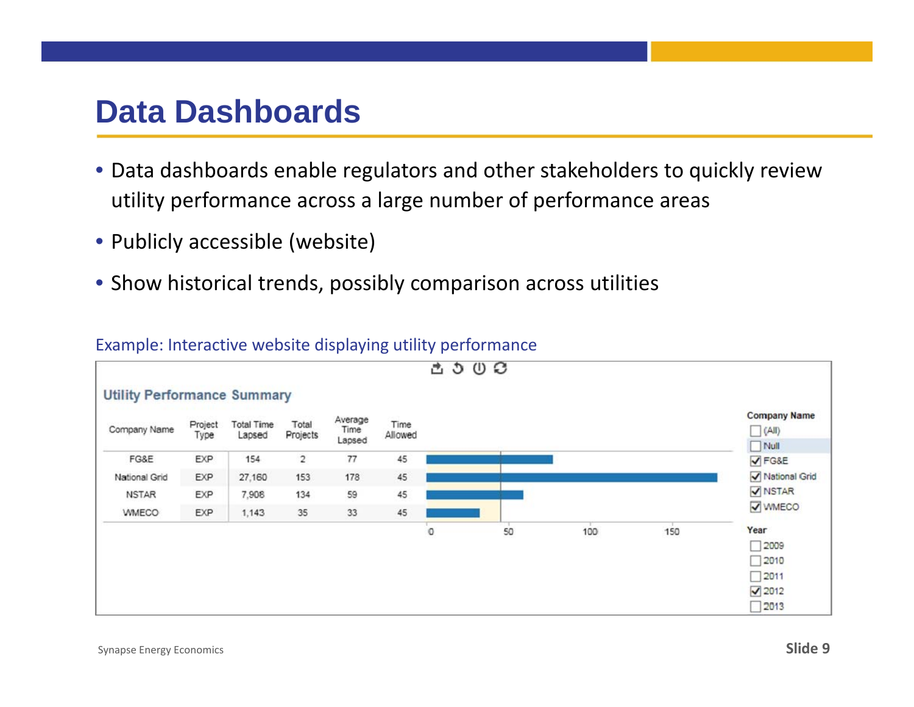# Data Dashboards

- Data dashboards enable regulators and other stakeholders to quickly review utility performance across a large number of performance areas
- Publicly accessible (website)
- Show historical trends, possibly comparison across utilities

Example: Interactive website displaying utility performance

**Utility Performance Summary**

| Company Name | Project Type | Total Time Lapsed | Total Projects | Average Time Lapsed | Time Allowed |
|---|---|---|---|---|---|
| FG&E | EXP | 154 | 2 | 77 | 45 |
| National Grid | EXP | 27,160 | 153 | 178 | 45 |
| NSTAR | EXP | 7,908 | 134 | 59 | 45 |
| WMECO | EXP | 1,143 | 35 | 33 | 45 |

Company Name: (All), Null, ☑ FG&E, ☑ National Grid, ☑ NSTAR, ☑ WMECO

Year: 2009, 2010, 2011, ☑ 2012, 2013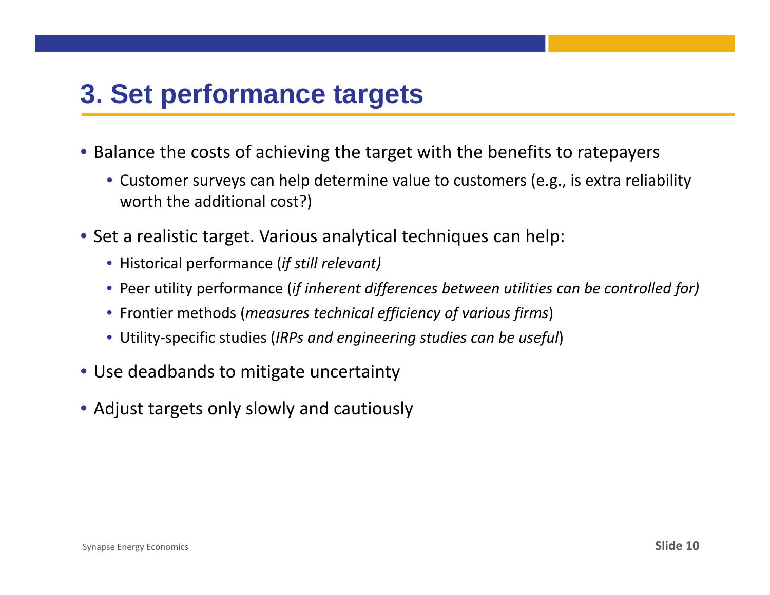# 3. Set performance targets

- Balance the costs of achieving the target with the benefits to ratepayers
  - Customer surveys can help determine value to customers (e.g., is extra reliability worth the additional cost?)
- Set a realistic target. Various analytical techniques can help:
  - Historical performance (*if still relevant)*
  - Peer utility performance (*if inherent differences between utilities can be controlled for)*
  - Frontier methods (*measures technical efficiency of various firms*)
  - Utility-specific studies (*IRPs and engineering studies can be useful*)
- Use deadbands to mitigate uncertainty
- Adjust targets only slowly and cautiously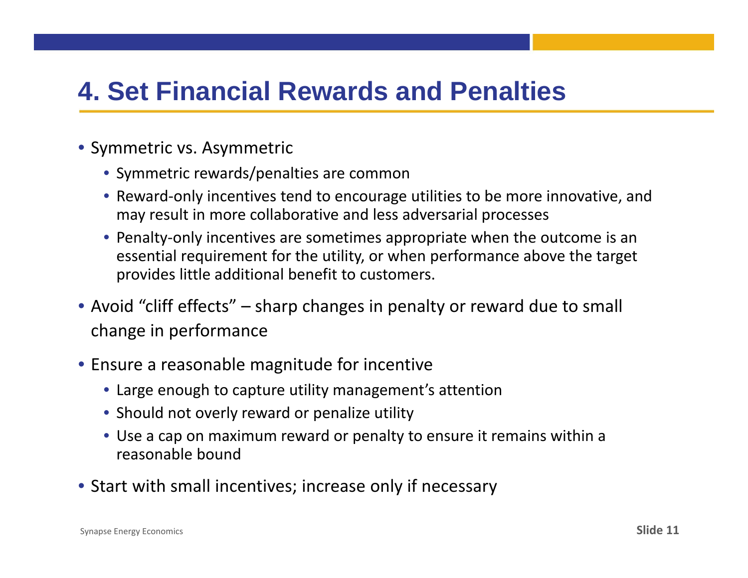# 4. Set Financial Rewards and Penalties

- Symmetric vs. Asymmetric
  - Symmetric rewards/penalties are common
  - Reward-only incentives tend to encourage utilities to be more innovative, and may result in more collaborative and less adversarial processes
  - Penalty-only incentives are sometimes appropriate when the outcome is an essential requirement for the utility, or when performance above the target provides little additional benefit to customers.
- Avoid "cliff effects" – sharp changes in penalty or reward due to small change in performance
- Ensure a reasonable magnitude for incentive
  - Large enough to capture utility management's attention
  - Should not overly reward or penalize utility
  - Use a cap on maximum reward or penalty to ensure it remains within a reasonable bound
- Start with small incentives; increase only if necessary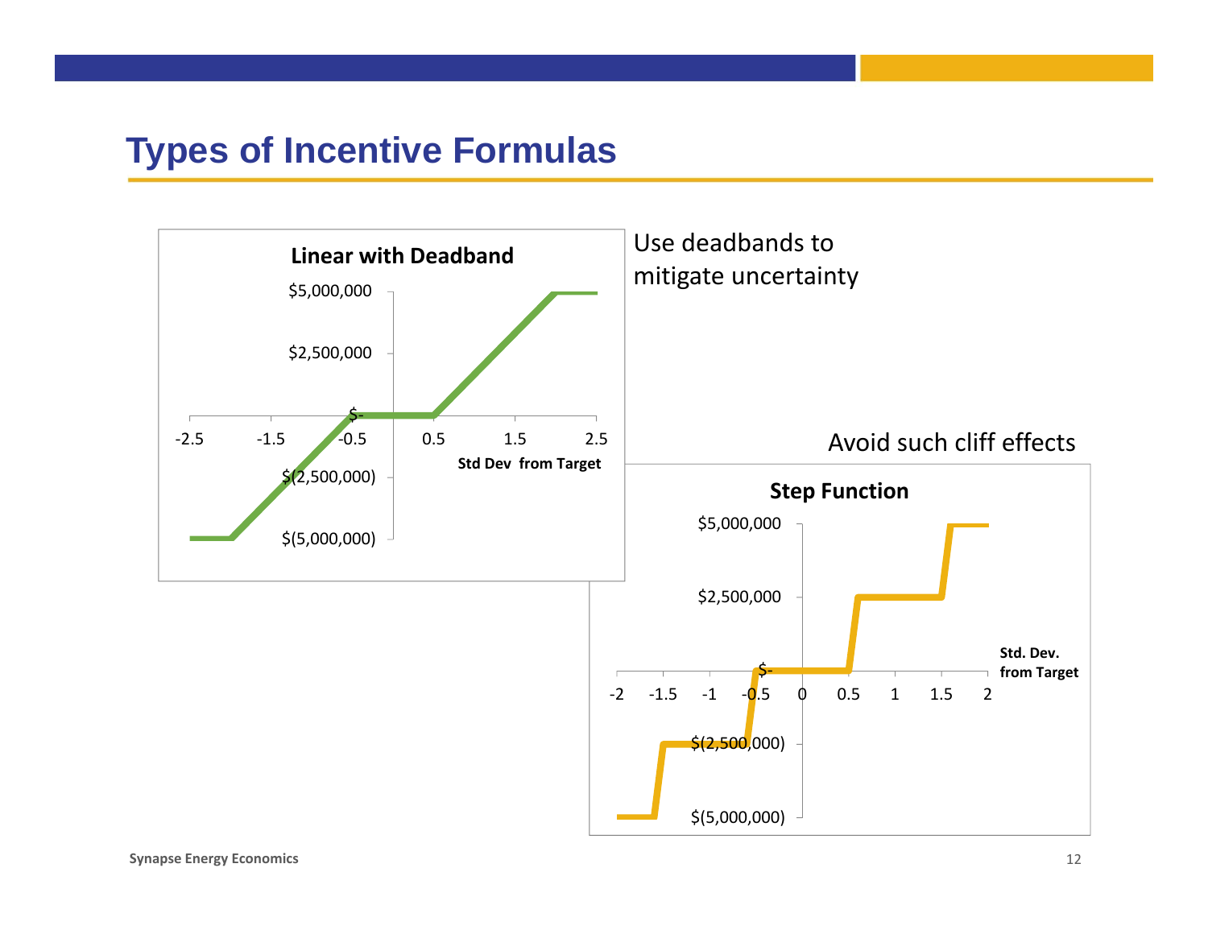# Types of Incentive Formulas

**Linear with Deadband**

$5,000,000
$2,500,000
$-
$(2,500,000)
$(5,000,000)

-2.5 -1.5 -0.5 0.5 1.5 2.5

**Std Dev from Target**

Use deadbands to mitigate uncertainty

Avoid such cliff effects

**Step Function**

$5,000,000
$2,500,000
$-
$(2,500,000)
$(5,000,000)

-2 -1.5 -1 -0.5 0 0.5 1 1.5 2

**Std. Dev. from Target**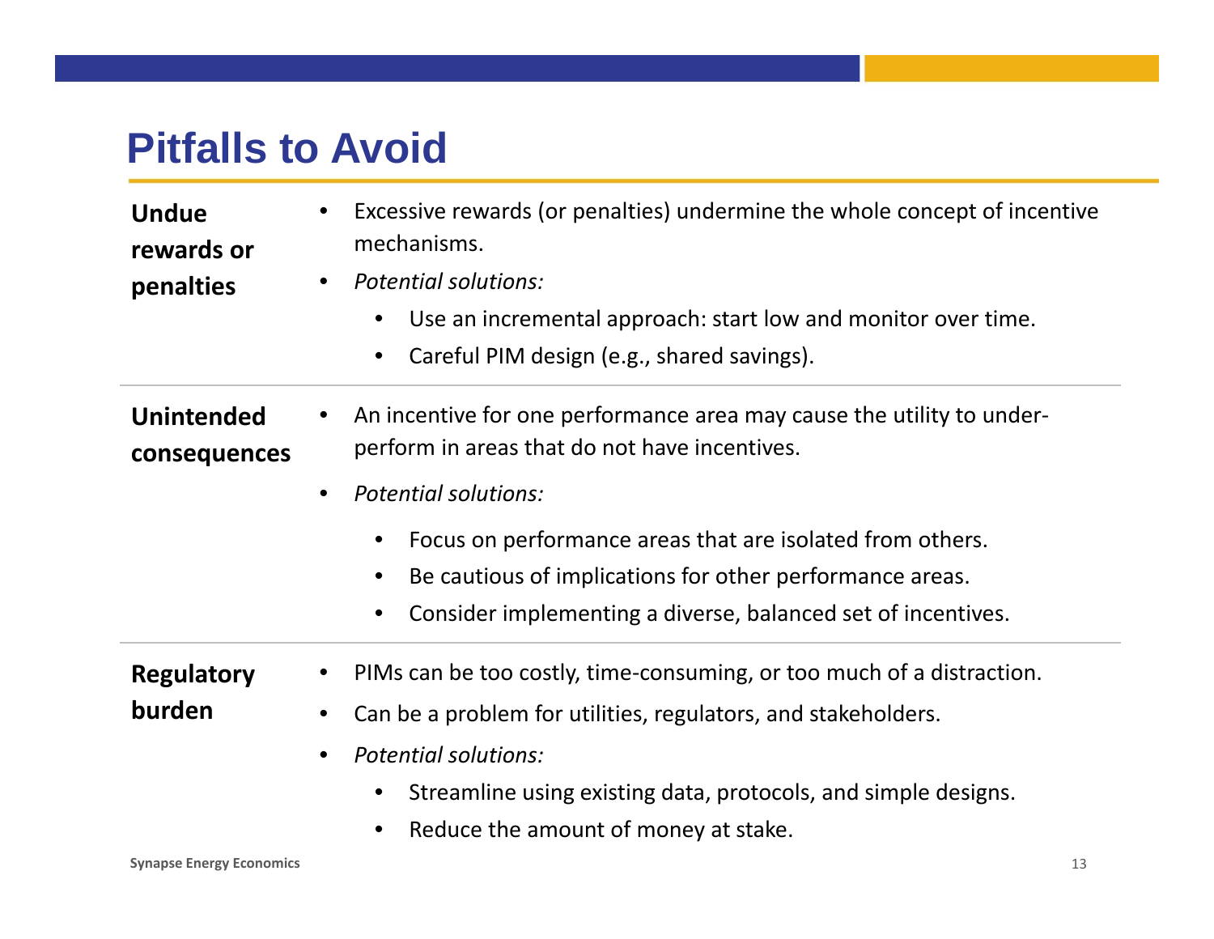# Pitfalls to Avoid

| | |
|---|---|
| **Undue rewards or penalties** | • Excessive rewards (or penalties) undermine the whole concept of incentive mechanisms.<br>• *Potential solutions:*<br>  • Use an incremental approach: start low and monitor over time.<br>  • Careful PIM design (e.g., shared savings). |
| **Unintended consequences** | • An incentive for one performance area may cause the utility to under-perform in areas that do not have incentives.<br>• *Potential solutions:*<br>  • Focus on performance areas that are isolated from others.<br>  • Be cautious of implications for other performance areas.<br>  • Consider implementing a diverse, balanced set of incentives. |
| **Regulatory burden** | • PIMs can be too costly, time-consuming, or too much of a distraction.<br>• Can be a problem for utilities, regulators, and stakeholders.<br>• *Potential solutions:*<br>  • Streamline using existing data, protocols, and simple designs.<br>  • Reduce the amount of money at stake. |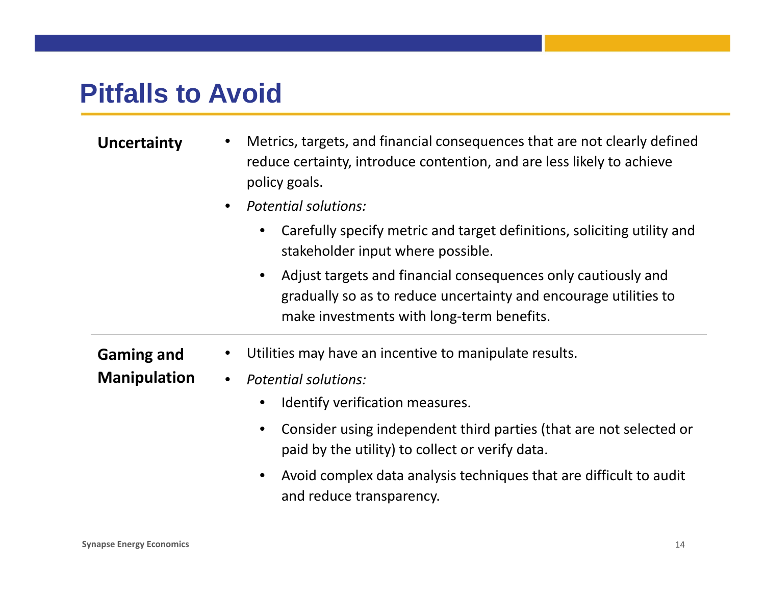# Pitfalls to Avoid

| | |
|---|---|
| **Uncertainty** | • Metrics, targets, and financial consequences that are not clearly defined reduce certainty, introduce contention, and are less likely to achieve policy goals.<br>• *Potential solutions:*<br>  • Carefully specify metric and target definitions, soliciting utility and stakeholder input where possible.<br>  • Adjust targets and financial consequences only cautiously and gradually so as to reduce uncertainty and encourage utilities to make investments with long-term benefits. |
| **Gaming and Manipulation** | • Utilities may have an incentive to manipulate results.<br>• *Potential solutions:*<br>  • Identify verification measures.<br>  • Consider using independent third parties (that are not selected or paid by the utility) to collect or verify data.<br>  • Avoid complex data analysis techniques that are difficult to audit and reduce transparency. |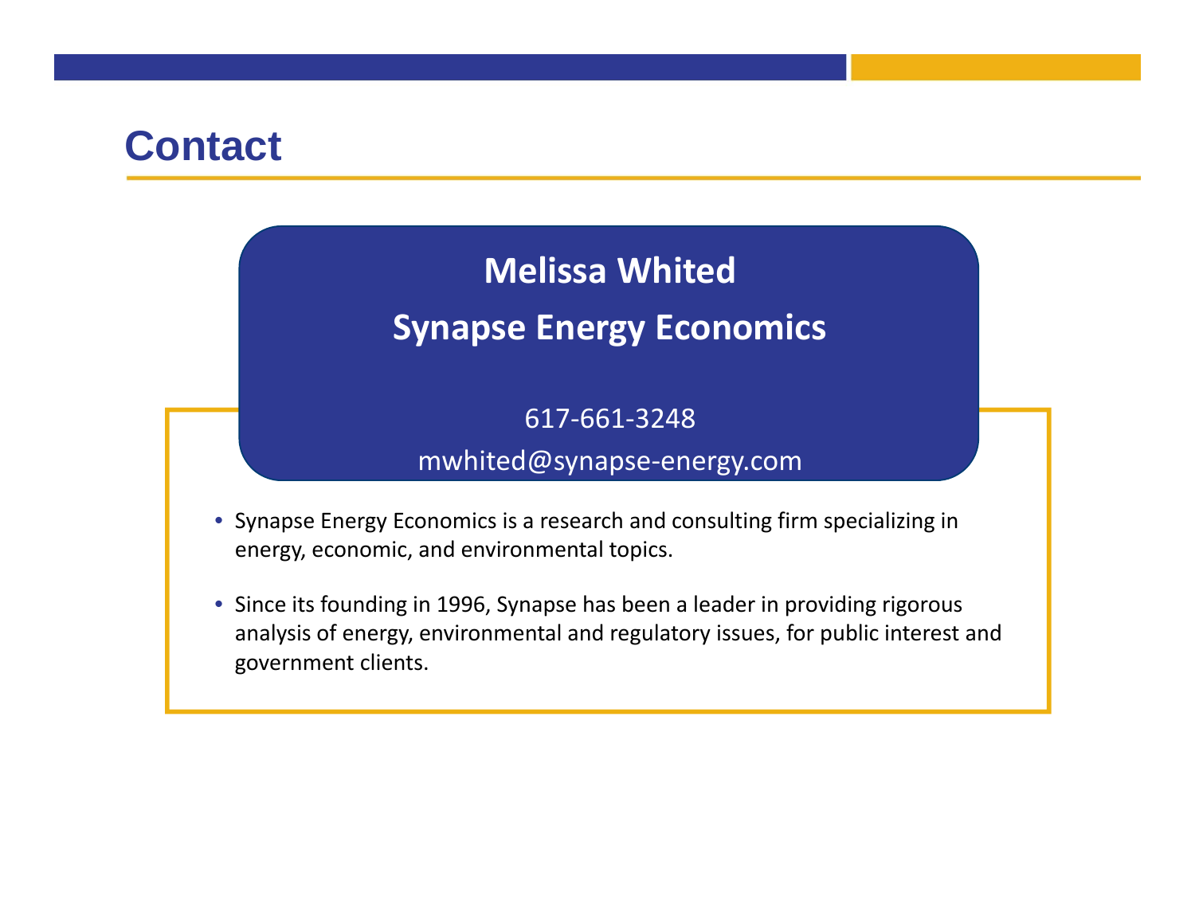# Contact

**Melissa Whited**

**Synapse Energy Economics**

617-661-3248

mwhited@synapse-energy.com

- Synapse Energy Economics is a research and consulting firm specializing in energy, economic, and environmental topics.
- Since its founding in 1996, Synapse has been a leader in providing rigorous analysis of energy, environmental and regulatory issues, for public interest and government clients.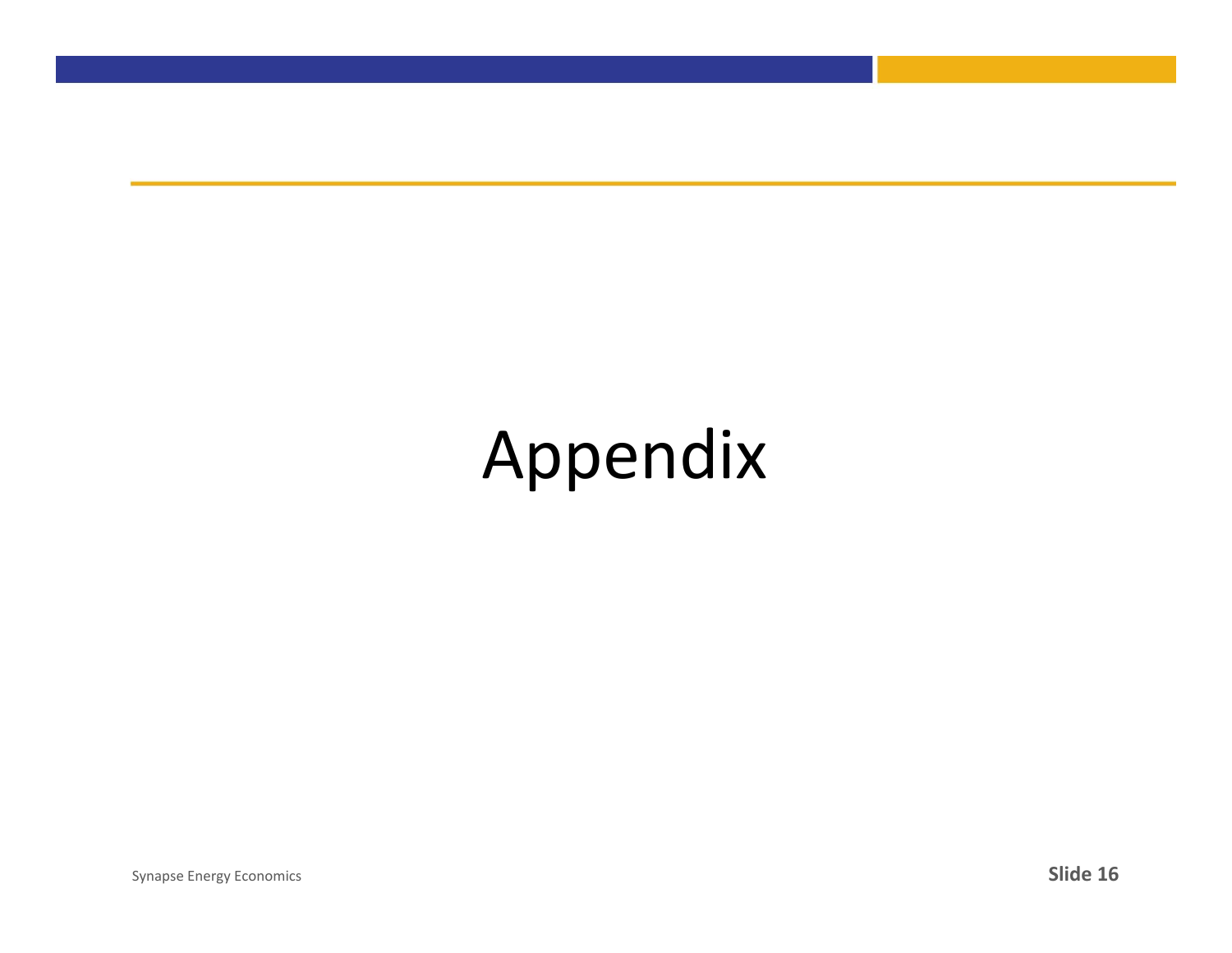# Appendix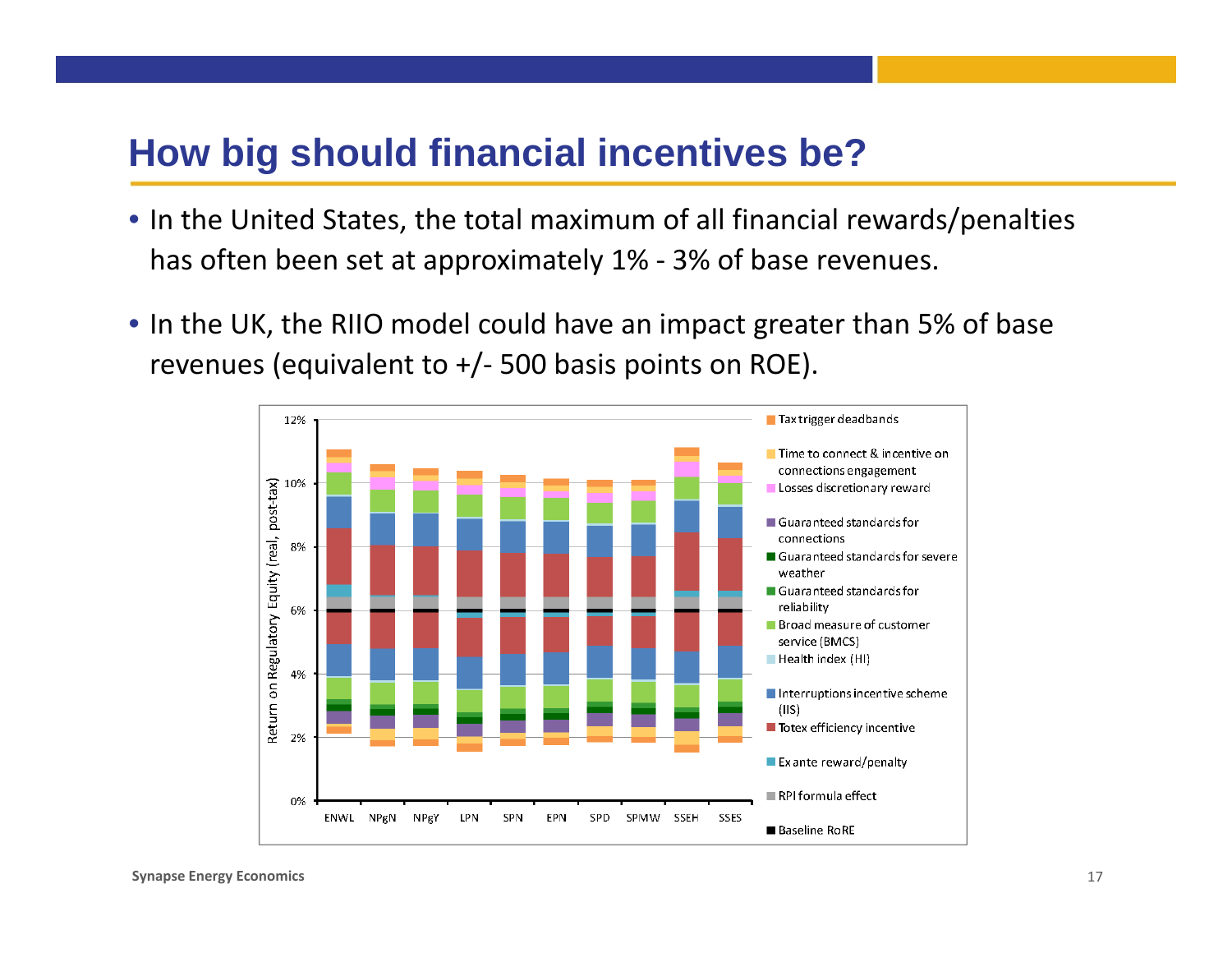# How big should financial incentives be?

- In the United States, the total maximum of all financial rewards/penalties has often been set at approximately 1% - 3% of base revenues.
- In the UK, the RIIO model could have an impact greater than 5% of base revenues (equivalent to +/- 500 basis points on ROE).

Synapse Energy Economics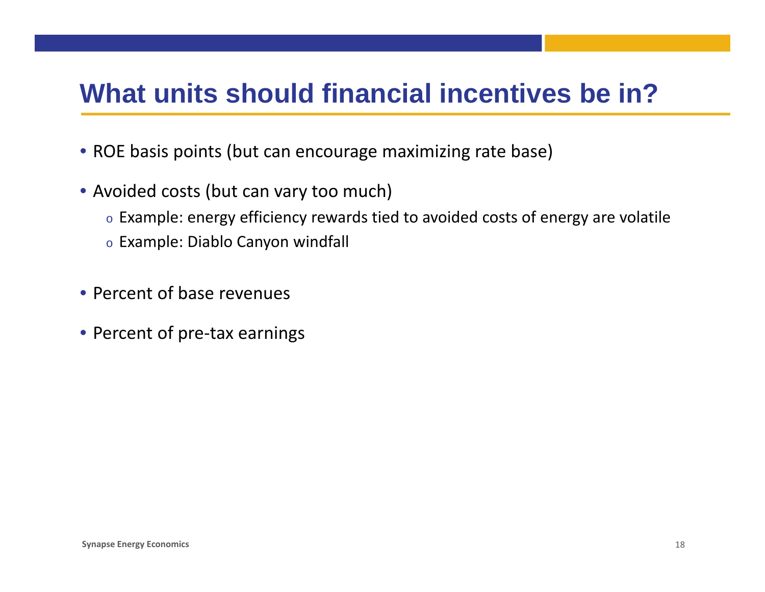# What units should financial incentives be in?

- ROE basis points (but can encourage maximizing rate base)
- Avoided costs (but can vary too much)
  - Example: energy efficiency rewards tied to avoided costs of energy are volatile
  - Example: Diablo Canyon windfall
- Percent of base revenues
- Percent of pre-tax earnings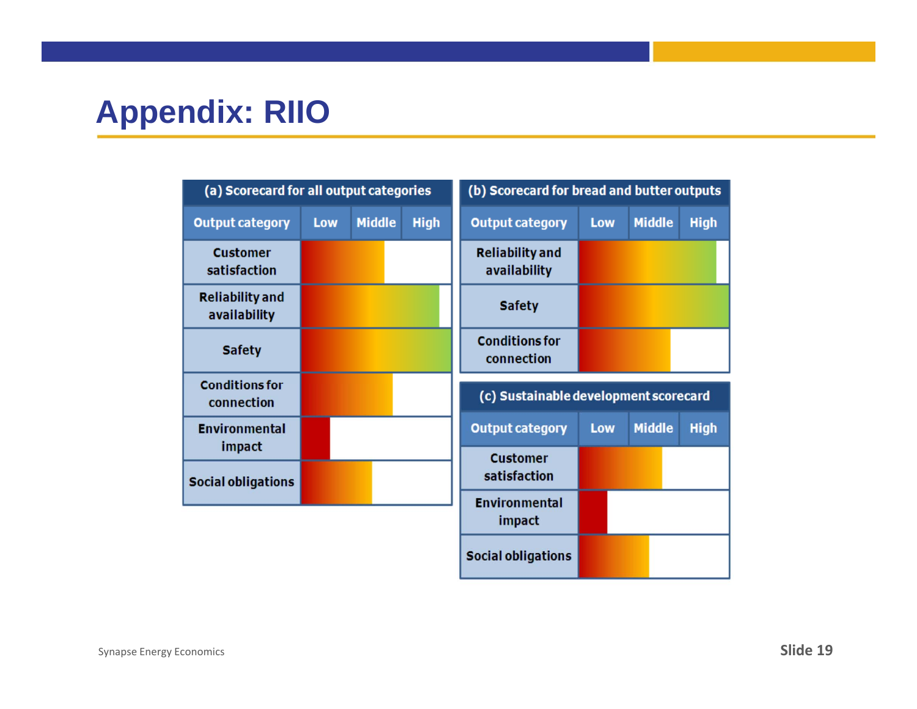# Appendix: RIIO

**(a) Scorecard for all output categories**

| Output category | Low | Middle | High |
|---|---|---|---|
| Customer satisfaction | | | |
| Reliability and availability | | | |
| Safety | | | |
| Conditions for connection | | | |
| Environmental impact | | | |
| Social obligations | | | |

**(b) Scorecard for bread and butter outputs**

| Output category | Low | Middle | High |
|---|---|---|---|
| Reliability and availability | | | |
| Safety | | | |
| Conditions for connection | | | |

**(c) Sustainable development scorecard**

| Output category | Low | Middle | High |
|---|---|---|---|
| Customer satisfaction | | | |
| Environmental impact | | | |
| Social obligations | | | |

Synapse Energy Economics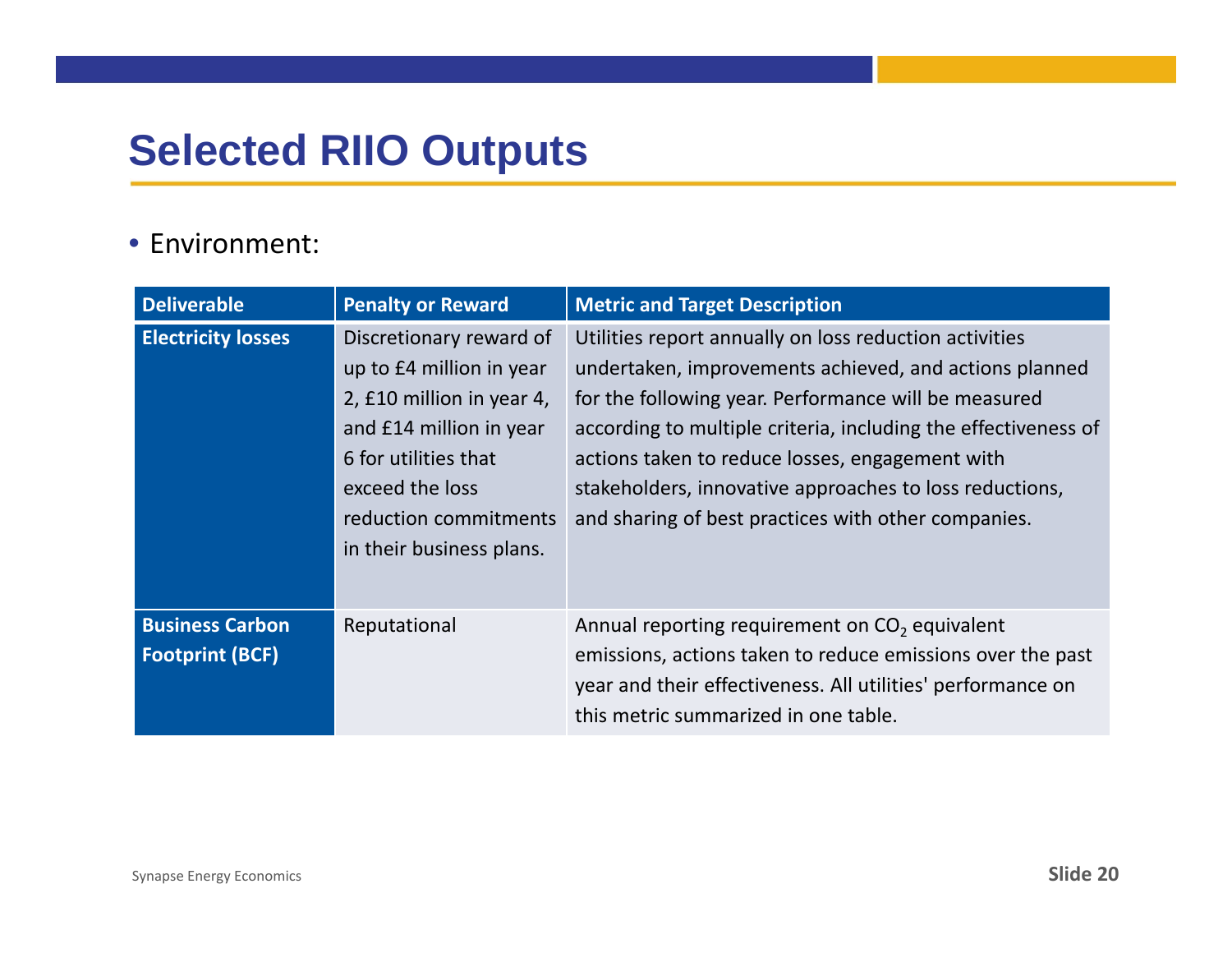# Selected RIIO Outputs

- Environment:

| Deliverable | Penalty or Reward | Metric and Target Description |
|---|---|---|
| **Electricity losses** | Discretionary reward of up to £4 million in year 2, £10 million in year 4, and £14 million in year 6 for utilities that exceed the loss reduction commitments in their business plans. | Utilities report annually on loss reduction activities undertaken, improvements achieved, and actions planned for the following year. Performance will be measured according to multiple criteria, including the effectiveness of actions taken to reduce losses, engagement with stakeholders, innovative approaches to loss reductions, and sharing of best practices with other companies. |
| **Business Carbon Footprint (BCF)** | Reputational | Annual reporting requirement on $CO_2$ equivalent emissions, actions taken to reduce emissions over the past year and their effectiveness. All utilities' performance on this metric summarized in one table. |

Synapse Energy Economics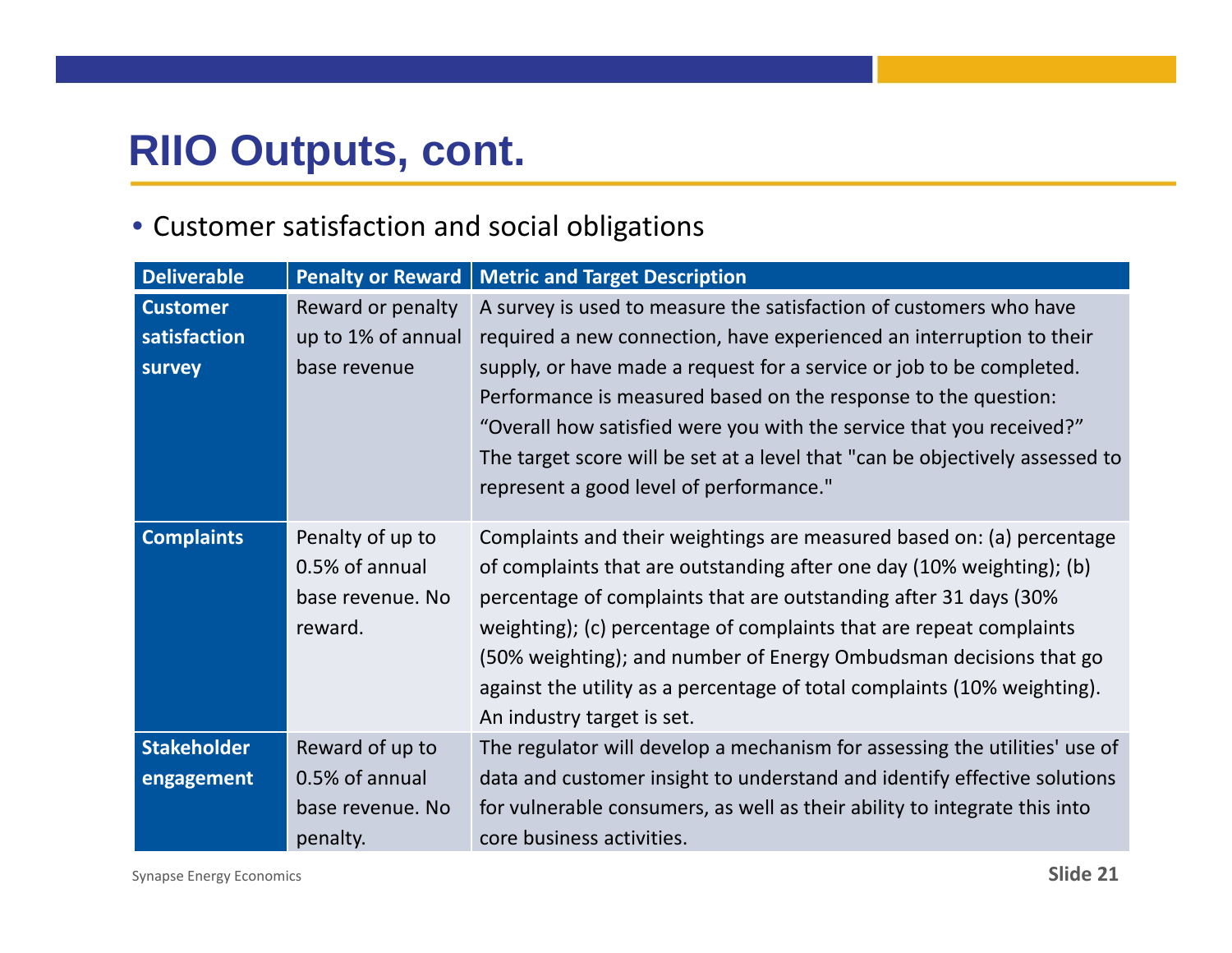# RIIO Outputs, cont.

- Customer satisfaction and social obligations

| Deliverable | Penalty or Reward | Metric and Target Description |
|---|---|---|
| **Customer satisfaction survey** | Reward or penalty up to 1% of annual base revenue | A survey is used to measure the satisfaction of customers who have required a new connection, have experienced an interruption to their supply, or have made a request for a service or job to be completed. Performance is measured based on the response to the question: “Overall how satisfied were you with the service that you received?” The target score will be set at a level that "can be objectively assessed to represent a good level of performance." |
| **Complaints** | Penalty of up to 0.5% of annual base revenue. No reward. | Complaints and their weightings are measured based on: (a) percentage of complaints that are outstanding after one day (10% weighting); (b) percentage of complaints that are outstanding after 31 days (30% weighting); (c) percentage of complaints that are repeat complaints (50% weighting); and number of Energy Ombudsman decisions that go against the utility as a percentage of total complaints (10% weighting). An industry target is set. |
| **Stakeholder engagement** | Reward of up to 0.5% of annual base revenue. No penalty. | The regulator will develop a mechanism for assessing the utilities' use of data and customer insight to understand and identify effective solutions for vulnerable consumers, as well as their ability to integrate this into core business activities. |

Synapse Energy Economics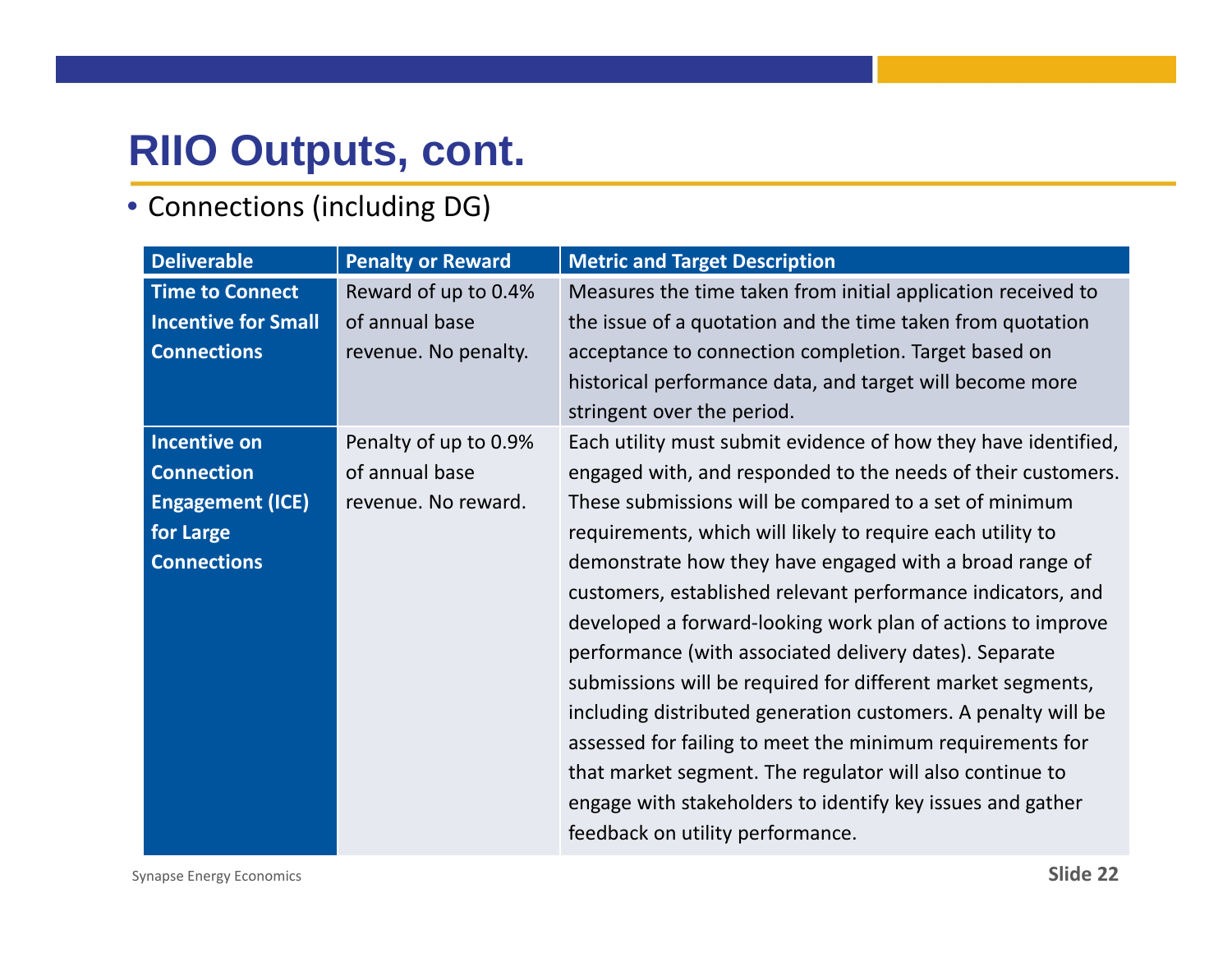# RIIO Outputs, cont.

- Connections (including DG)

| Deliverable | Penalty or Reward | Metric and Target Description |
|---|---|---|
| **Time to Connect Incentive for Small Connections** | Reward of up to 0.4% of annual base revenue. No penalty. | Measures the time taken from initial application received to the issue of a quotation and the time taken from quotation acceptance to connection completion. Target based on historical performance data, and target will become more stringent over the period. |
| **Incentive on Connection Engagement (ICE) for Large Connections** | Penalty of up to 0.9% of annual base revenue. No reward. | Each utility must submit evidence of how they have identified, engaged with, and responded to the needs of their customers. These submissions will be compared to a set of minimum requirements, which will likely to require each utility to demonstrate how they have engaged with a broad range of customers, established relevant performance indicators, and developed a forward-looking work plan of actions to improve performance (with associated delivery dates). Separate submissions will be required for different market segments, including distributed generation customers. A penalty will be assessed for failing to meet the minimum requirements for that market segment. The regulator will also continue to engage with stakeholders to identify key issues and gather feedback on utility performance. |